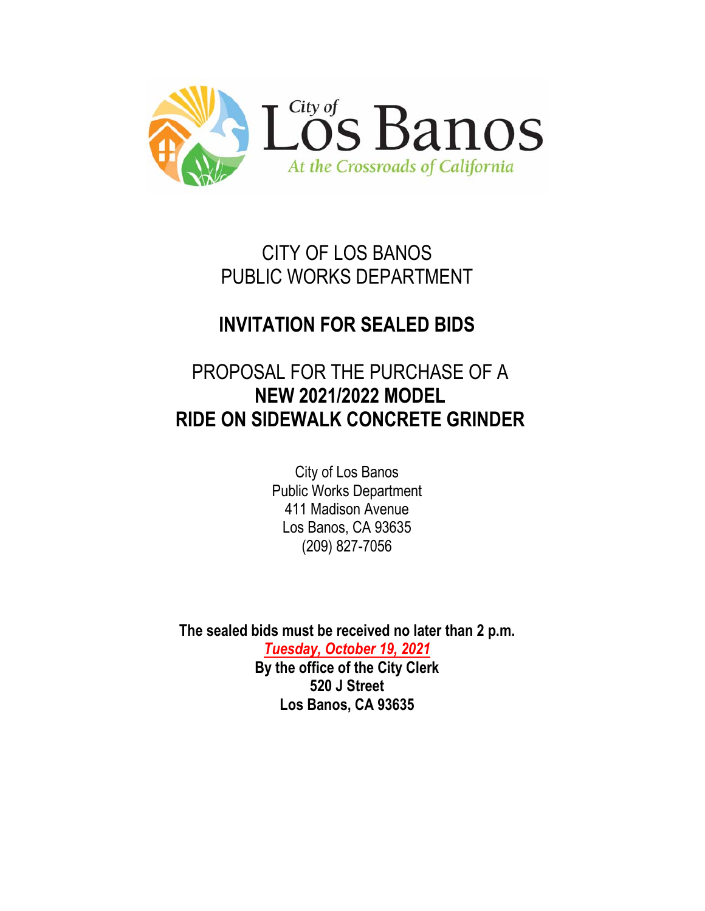City of Los Banos

*At the Crossroads of California*

# CITY OF LOS BANOS
# PUBLIC WORKS DEPARTMENT

## INVITATION FOR SEALED BIDS

## PROPOSAL FOR THE PURCHASE OF A **NEW 2021/2022 MODEL RIDE ON SIDEWALK CONCRETE GRINDER**

City of Los Banos
Public Works Department
411 Madison Avenue
Los Banos, CA 93635
(209) 827-7056

**The sealed bids must be received no later than 2 p.m.**
***Tuesday, October 19, 2021***
**By the office of the City Clerk**
**520 J Street**
**Los Banos, CA 93635**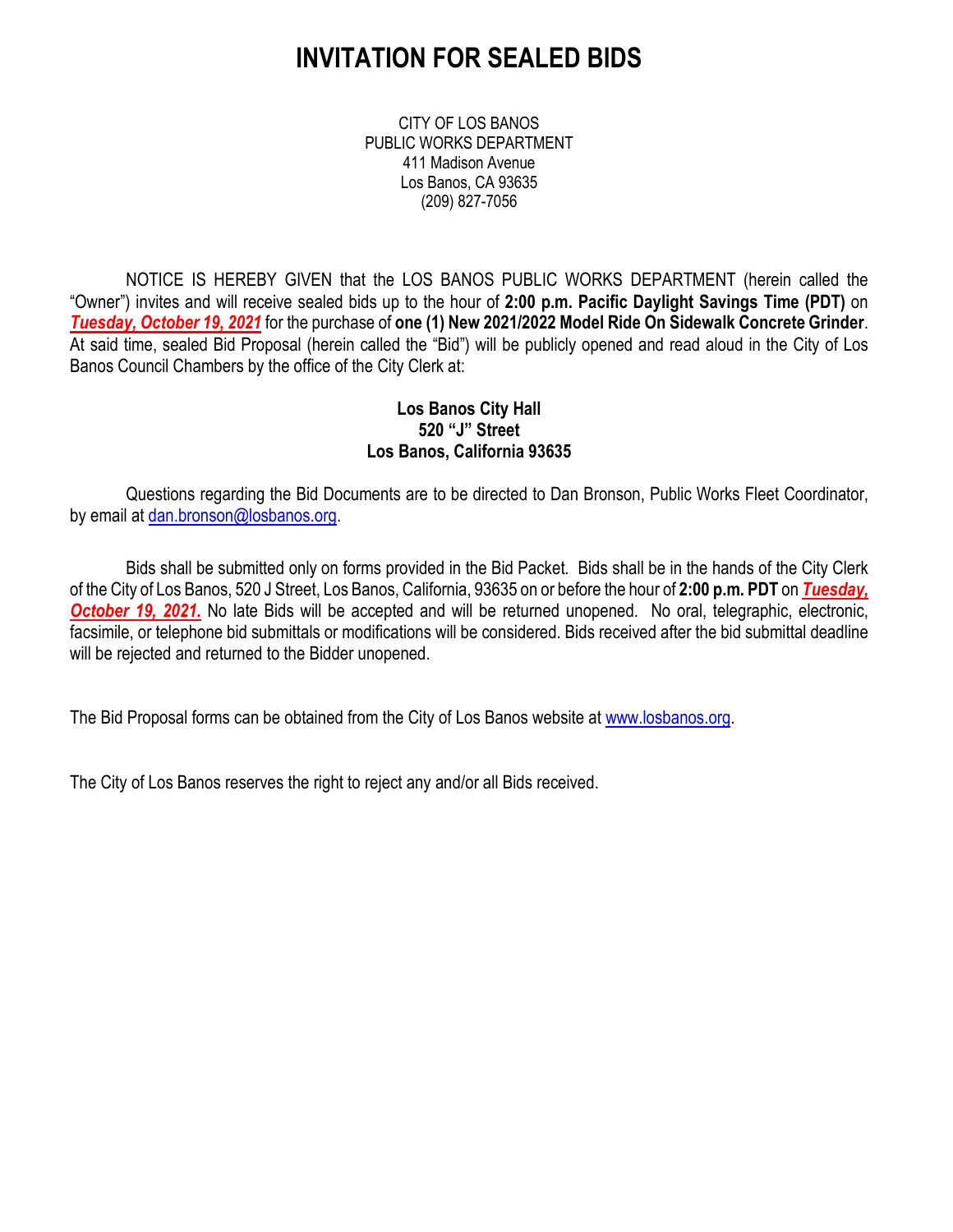# INVITATION FOR SEALED BIDS

CITY OF LOS BANOS
PUBLIC WORKS DEPARTMENT
411 Madison Avenue
Los Banos, CA 93635
(209) 827-7056

NOTICE IS HEREBY GIVEN that the LOS BANOS PUBLIC WORKS DEPARTMENT (herein called the "Owner") invites and will receive sealed bids up to the hour of **2:00 p.m. Pacific Daylight Savings Time (PDT)** on ***Tuesday, October 19, 2021*** for the purchase of **one (1) New 2021/2022 Model Ride On Sidewalk Concrete Grinder**. At said time, sealed Bid Proposal (herein called the "Bid") will be publicly opened and read aloud in the City of Los Banos Council Chambers by the office of the City Clerk at:

**Los Banos City Hall**
**520 "J" Street**
**Los Banos, California 93635**

Questions regarding the Bid Documents are to be directed to Dan Bronson, Public Works Fleet Coordinator, by email at dan.bronson@losbanos.org.

Bids shall be submitted only on forms provided in the Bid Packet. Bids shall be in the hands of the City Clerk of the City of Los Banos, 520 J Street, Los Banos, California, 93635 on or before the hour of **2:00 p.m. PDT** on ***Tuesday, October 19, 2021.*** No late Bids will be accepted and will be returned unopened. No oral, telegraphic, electronic, facsimile, or telephone bid submittals or modifications will be considered. Bids received after the bid submittal deadline will be rejected and returned to the Bidder unopened.

The Bid Proposal forms can be obtained from the City of Los Banos website at www.losbanos.org.

The City of Los Banos reserves the right to reject any and/or all Bids received.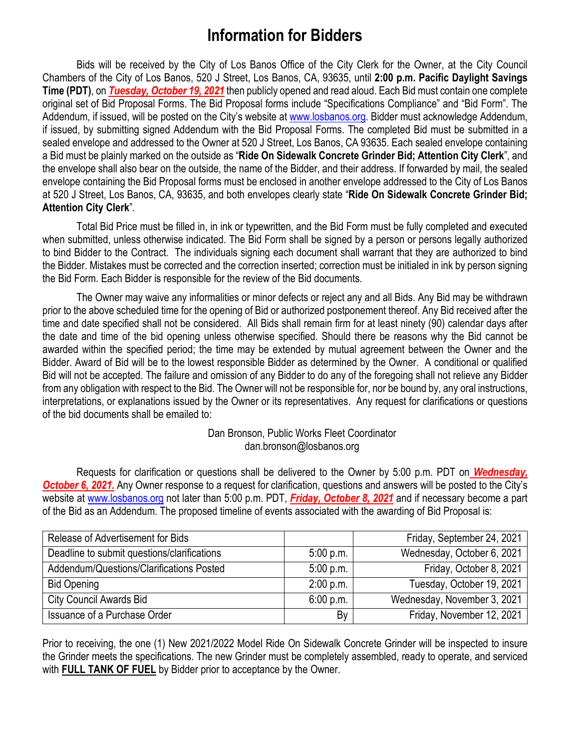# Information for Bidders

Bids will be received by the City of Los Banos Office of the City Clerk for the Owner, at the City Council Chambers of the City of Los Banos, 520 J Street, Los Banos, CA, 93635, until **2:00 p.m. Pacific Daylight Savings Time (PDT)**, on ***Tuesday, October 19, 2021*** then publicly opened and read aloud. Each Bid must contain one complete original set of Bid Proposal Forms. The Bid Proposal forms include "Specifications Compliance" and "Bid Form". The Addendum, if issued, will be posted on the City's website at www.losbanos.org. Bidder must acknowledge Addendum, if issued, by submitting signed Addendum with the Bid Proposal Forms. The completed Bid must be submitted in a sealed envelope and addressed to the Owner at 520 J Street, Los Banos, CA 93635. Each sealed envelope containing a Bid must be plainly marked on the outside as "**Ride On Sidewalk Concrete Grinder Bid; Attention City Clerk**", and the envelope shall also bear on the outside, the name of the Bidder, and their address. If forwarded by mail, the sealed envelope containing the Bid Proposal forms must be enclosed in another envelope addressed to the City of Los Banos at 520 J Street, Los Banos, CA, 93635, and both envelopes clearly state "**Ride On Sidewalk Concrete Grinder Bid; Attention City Clerk**".

Total Bid Price must be filled in, in ink or typewritten, and the Bid Form must be fully completed and executed when submitted, unless otherwise indicated. The Bid Form shall be signed by a person or persons legally authorized to bind Bidder to the Contract. The individuals signing each document shall warrant that they are authorized to bind the Bidder. Mistakes must be corrected and the correction inserted; correction must be initialed in ink by person signing the Bid Form. Each Bidder is responsible for the review of the Bid documents.

The Owner may waive any informalities or minor defects or reject any and all Bids. Any Bid may be withdrawn prior to the above scheduled time for the opening of Bid or authorized postponement thereof. Any Bid received after the time and date specified shall not be considered. All Bids shall remain firm for at least ninety (90) calendar days after the date and time of the bid opening unless otherwise specified. Should there be reasons why the Bid cannot be awarded within the specified period; the time may be extended by mutual agreement between the Owner and the Bidder. Award of Bid will be to the lowest responsible Bidder as determined by the Owner. A conditional or qualified Bid will not be accepted. The failure and omission of any Bidder to do any of the foregoing shall not relieve any Bidder from any obligation with respect to the Bid. The Owner will not be responsible for, nor be bound by, any oral instructions, interpretations, or explanations issued by the Owner or its representatives. Any request for clarifications or questions of the bid documents shall be emailed to:

Dan Bronson, Public Works Fleet Coordinator
dan.bronson@losbanos.org

Requests for clarification or questions shall be delivered to the Owner by 5:00 p.m. PDT on ***Wednesday, October 6, 2021.*** Any Owner response to a request for clarification, questions and answers will be posted to the City's website at www.losbanos.org not later than 5:00 p.m. PDT, ***Friday, October 8, 2021*** and if necessary become a part of the Bid as an Addendum. The proposed timeline of events associated with the awarding of Bid Proposal is:

| | | |
|---|---|---|
| Release of Advertisement for Bids | | Friday, September 24, 2021 |
| Deadline to submit questions/clarifications | 5:00 p.m. | Wednesday, October 6, 2021 |
| Addendum/Questions/Clarifications Posted | 5:00 p.m. | Friday, October 8, 2021 |
| Bid Opening | 2:00 p.m. | Tuesday, October 19, 2021 |
| City Council Awards Bid | 6:00 p.m. | Wednesday, November 3, 2021 |
| Issuance of a Purchase Order | By | Friday, November 12, 2021 |

Prior to receiving, the one (1) New 2021/2022 Model Ride On Sidewalk Concrete Grinder will be inspected to insure the Grinder meets the specifications. The new Grinder must be completely assembled, ready to operate, and serviced with **FULL TANK OF FUEL** by Bidder prior to acceptance by the Owner.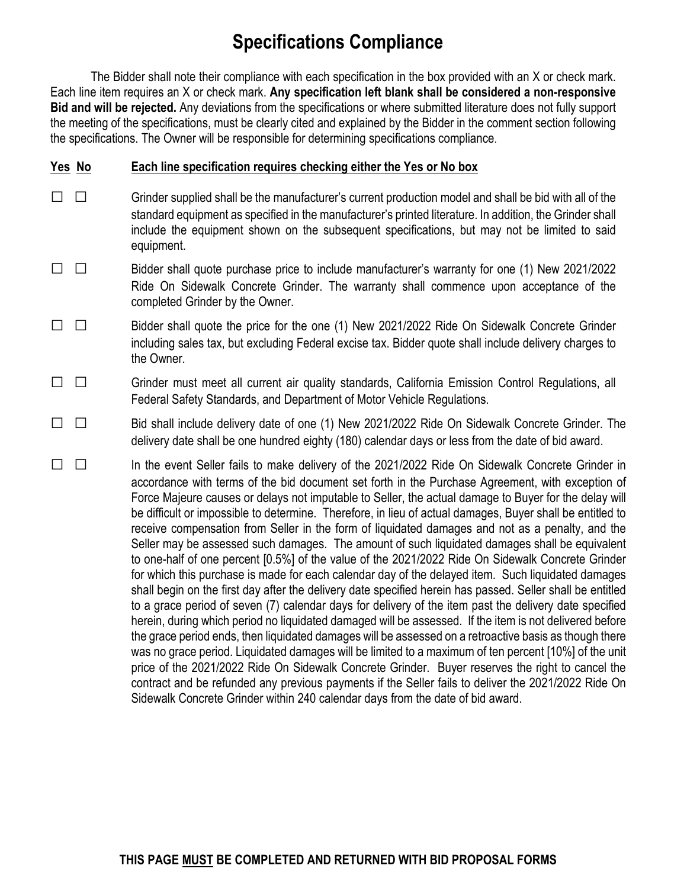# Specifications Compliance

The Bidder shall note their compliance with each specification in the box provided with an X or check mark. Each line item requires an X or check mark. **Any specification left blank shall be considered a non-responsive Bid and will be rejected.** Any deviations from the specifications or where submitted literature does not fully support the meeting of the specifications, must be clearly cited and explained by the Bidder in the comment section following the specifications. The Owner will be responsible for determining specifications compliance.

| <u>**Yes**</u> | <u>**No**</u> | <u>**Each line specification requires checking either the Yes or No box**</u> |
|---|---|---|
| ☐ | ☐ | Grinder supplied shall be the manufacturer's current production model and shall be bid with all of the standard equipment as specified in the manufacturer's printed literature. In addition, the Grinder shall include the equipment shown on the subsequent specifications, but may not be limited to said equipment. |
| ☐ | ☐ | Bidder shall quote purchase price to include manufacturer's warranty for one (1) New 2021/2022 Ride On Sidewalk Concrete Grinder. The warranty shall commence upon acceptance of the completed Grinder by the Owner. |
| ☐ | ☐ | Bidder shall quote the price for the one (1) New 2021/2022 Ride On Sidewalk Concrete Grinder including sales tax, but excluding Federal excise tax. Bidder quote shall include delivery charges to the Owner. |
| ☐ | ☐ | Grinder must meet all current air quality standards, California Emission Control Regulations, all Federal Safety Standards, and Department of Motor Vehicle Regulations. |
| ☐ | ☐ | Bid shall include delivery date of one (1) New 2021/2022 Ride On Sidewalk Concrete Grinder. The delivery date shall be one hundred eighty (180) calendar days or less from the date of bid award. |
| ☐ | ☐ | In the event Seller fails to make delivery of the 2021/2022 Ride On Sidewalk Concrete Grinder in accordance with terms of the bid document set forth in the Purchase Agreement, with exception of Force Majeure causes or delays not imputable to Seller, the actual damage to Buyer for the delay will be difficult or impossible to determine. Therefore, in lieu of actual damages, Buyer shall be entitled to receive compensation from Seller in the form of liquidated damages and not as a penalty, and the Seller may be assessed such damages. The amount of such liquidated damages shall be equivalent to one-half of one percent [0.5%] of the value of the 2021/2022 Ride On Sidewalk Concrete Grinder for which this purchase is made for each calendar day of the delayed item. Such liquidated damages shall begin on the first day after the delivery date specified herein has passed. Seller shall be entitled to a grace period of seven (7) calendar days for delivery of the item past the delivery date specified herein, during which period no liquidated damaged will be assessed. If the item is not delivered before the grace period ends, then liquidated damages will be assessed on a retroactive basis as though there was no grace period. Liquidated damages will be limited to a maximum of ten percent [10%] of the unit price of the 2021/2022 Ride On Sidewalk Concrete Grinder. Buyer reserves the right to cancel the contract and be refunded any previous payments if the Seller fails to deliver the 2021/2022 Ride On Sidewalk Concrete Grinder within 240 calendar days from the date of bid award. |

**THIS PAGE <u>MUST</u> BE COMPLETED AND RETURNED WITH BID PROPOSAL FORMS**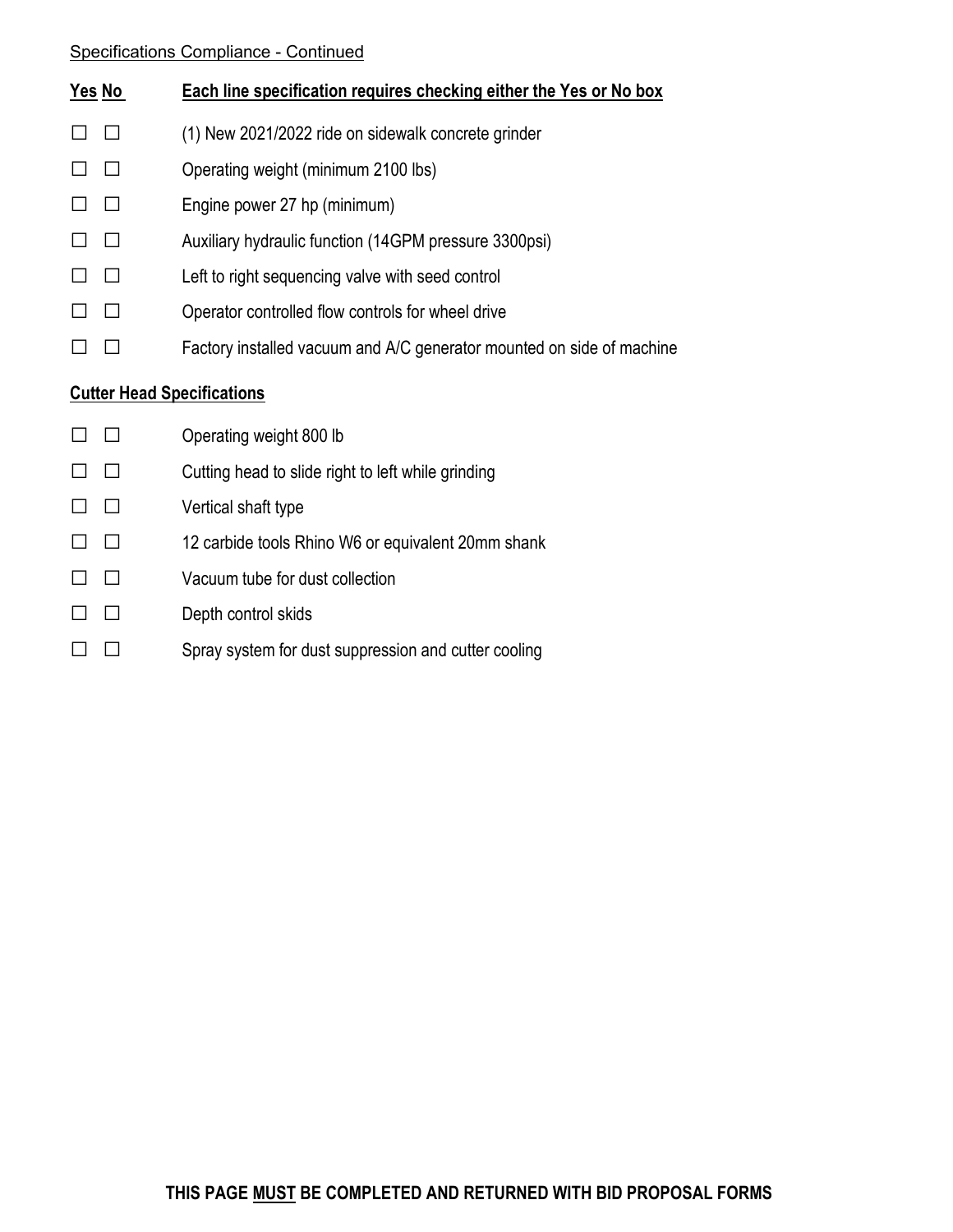Specifications Compliance - Continued

**Yes No** **Each line specification requires checking either the Yes or No box**

☐ ☐ (1) New 2021/2022 ride on sidewalk concrete grinder

☐ ☐ Operating weight (minimum 2100 lbs)

☐ ☐ Engine power 27 hp (minimum)

☐ ☐ Auxiliary hydraulic function (14GPM pressure 3300psi)

☐ ☐ Left to right sequencing valve with seed control

☐ ☐ Operator controlled flow controls for wheel drive

☐ ☐ Factory installed vacuum and A/C generator mounted on side of machine

**Cutter Head Specifications**

☐ ☐ Operating weight 800 lb

☐ ☐ Cutting head to slide right to left while grinding

☐ ☐ Vertical shaft type

☐ ☐ 12 carbide tools Rhino W6 or equivalent 20mm shank

☐ ☐ Vacuum tube for dust collection

☐ ☐ Depth control skids

☐ ☐ Spray system for dust suppression and cutter cooling

**THIS PAGE MUST BE COMPLETED AND RETURNED WITH BID PROPOSAL FORMS**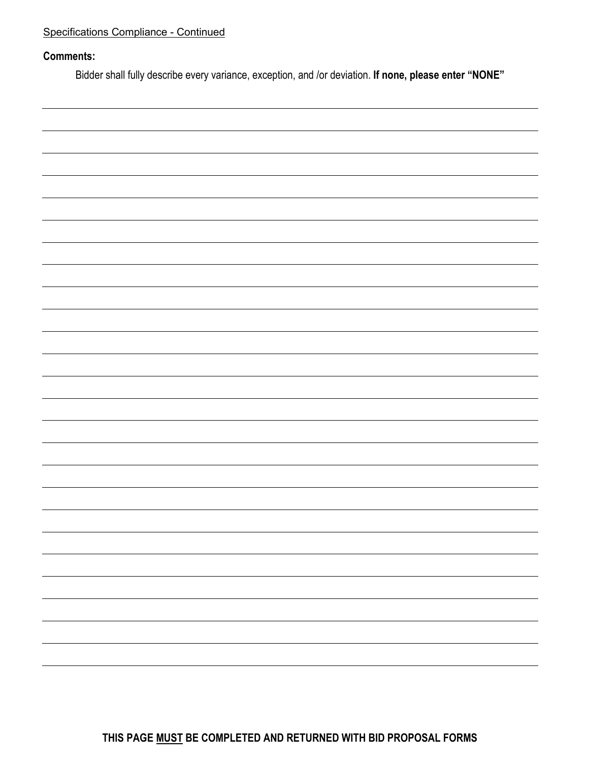Specifications Compliance - Continued

**Comments:**

Bidder shall fully describe every variance, exception, and /or deviation. **If none, please enter "NONE"**

**THIS PAGE MUST BE COMPLETED AND RETURNED WITH BID PROPOSAL FORMS**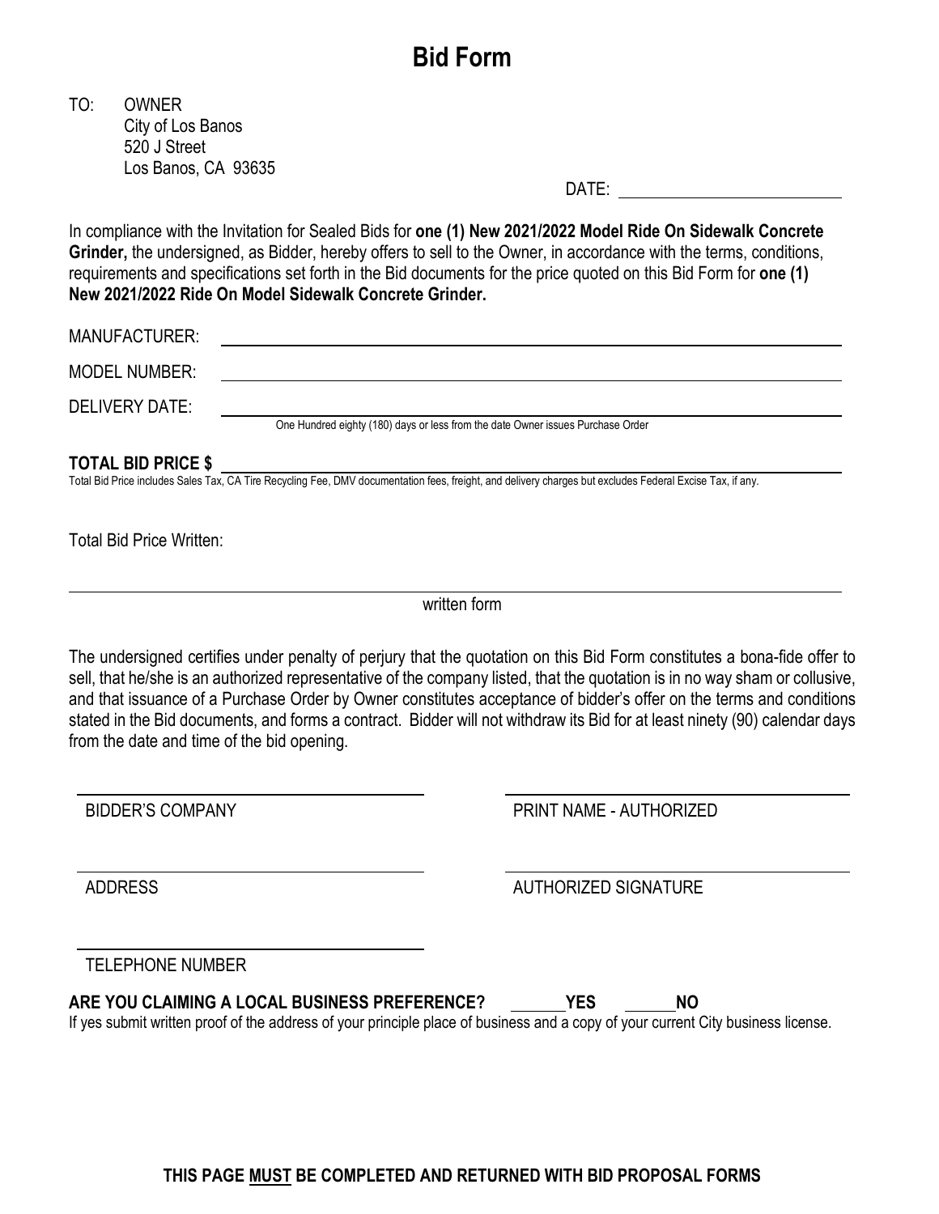# Bid Form

TO: OWNER
City of Los Banos
520 J Street
Los Banos, CA 93635

DATE: ____________________

In compliance with the Invitation for Sealed Bids for **one (1) New 2021/2022 Model Ride On Sidewalk Concrete Grinder,** the undersigned, as Bidder, hereby offers to sell to the Owner, in accordance with the terms, conditions, requirements and specifications set forth in the Bid documents for the price quoted on this Bid Form for **one (1) New 2021/2022 Ride On Model Sidewalk Concrete Grinder.**

MANUFACTURER: ____________________

MODEL NUMBER: ____________________

DELIVERY DATE: ____________________
One Hundred eighty (180) days or less from the date Owner issues Purchase Order

**TOTAL BID PRICE $** ____________________
Total Bid Price includes Sales Tax, CA Tire Recycling Fee, DMV documentation fees, freight, and delivery charges but excludes Federal Excise Tax, if any.

Total Bid Price Written:

____________________
written form

The undersigned certifies under penalty of perjury that the quotation on this Bid Form constitutes a bona-fide offer to sell, that he/she is an authorized representative of the company listed, that the quotation is in no way sham or collusive, and that issuance of a Purchase Order by Owner constitutes acceptance of bidder's offer on the terms and conditions stated in the Bid documents, and forms a contract. Bidder will not withdraw its Bid for at least ninety (90) calendar days from the date and time of the bid opening.

____________________
BIDDER'S COMPANY

____________________
PRINT NAME - AUTHORIZED

____________________
ADDRESS

____________________
AUTHORIZED SIGNATURE

____________________
TELEPHONE NUMBER

**ARE YOU CLAIMING A LOCAL BUSINESS PREFERENCE? ______YES ______NO**
If yes submit written proof of the address of your principle place of business and a copy of your current City business license.

**THIS PAGE MUST BE COMPLETED AND RETURNED WITH BID PROPOSAL FORMS**